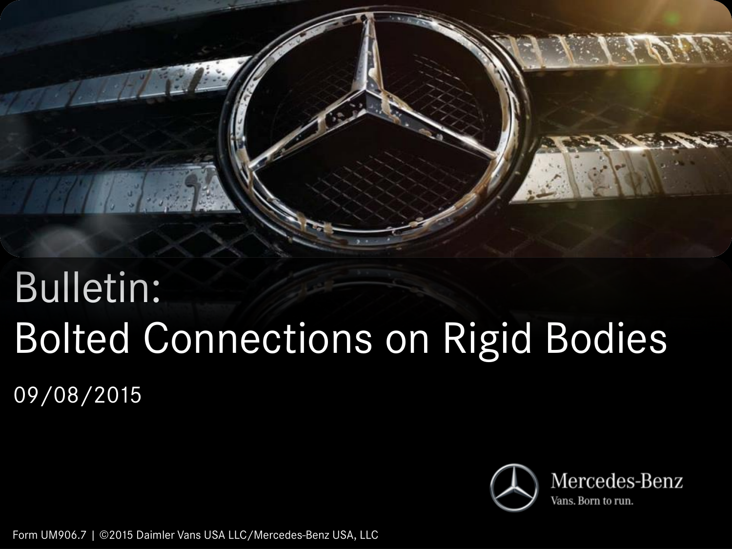# Bulletin:
# Bolted Connections on Rigid Bodies

09/08/2015

Mercedes-Benz

Vans. Born to run.

Form UM906.7 | ©2015 Daimler Vans USA LLC/Mercedes-Benz USA, LLC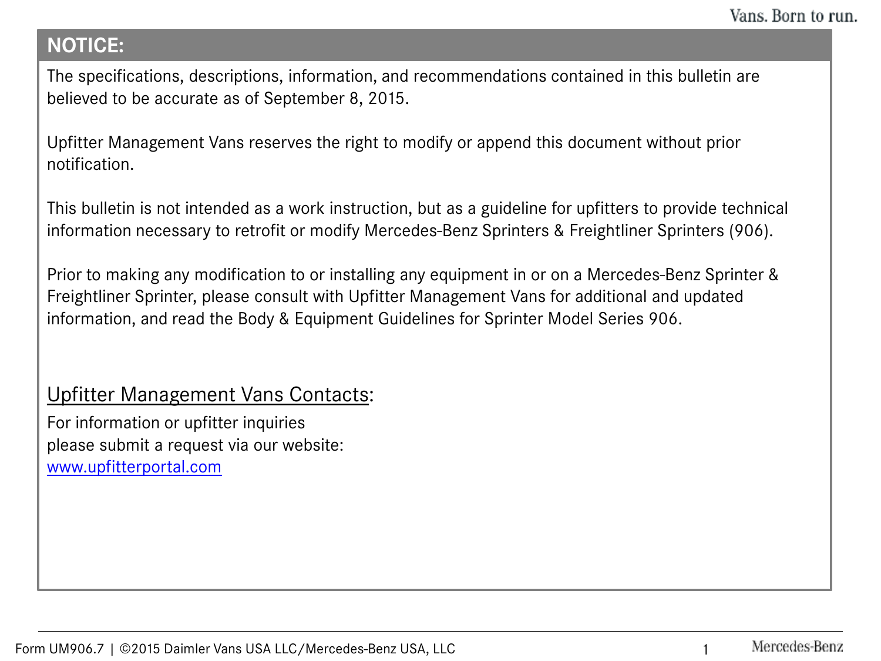## NOTICE:

The specifications, descriptions, information, and recommendations contained in this bulletin are believed to be accurate as of September 8, 2015.

Upfitter Management Vans reserves the right to modify or append this document without prior notification.

This bulletin is not intended as a work instruction, but as a guideline for upfitters to provide technical information necessary to retrofit or modify Mercedes-Benz Sprinters & Freightliner Sprinters (906).

Prior to making any modification to or installing any equipment in or on a Mercedes-Benz Sprinter & Freightliner Sprinter, please consult with Upfitter Management Vans for additional and updated information, and read the Body & Equipment Guidelines for Sprinter Model Series 906.

### Upfitter Management Vans Contacts:

For information or upfitter inquiries
please submit a request via our website:
[www.upfitterportal.com](http://www.upfitterportal.com)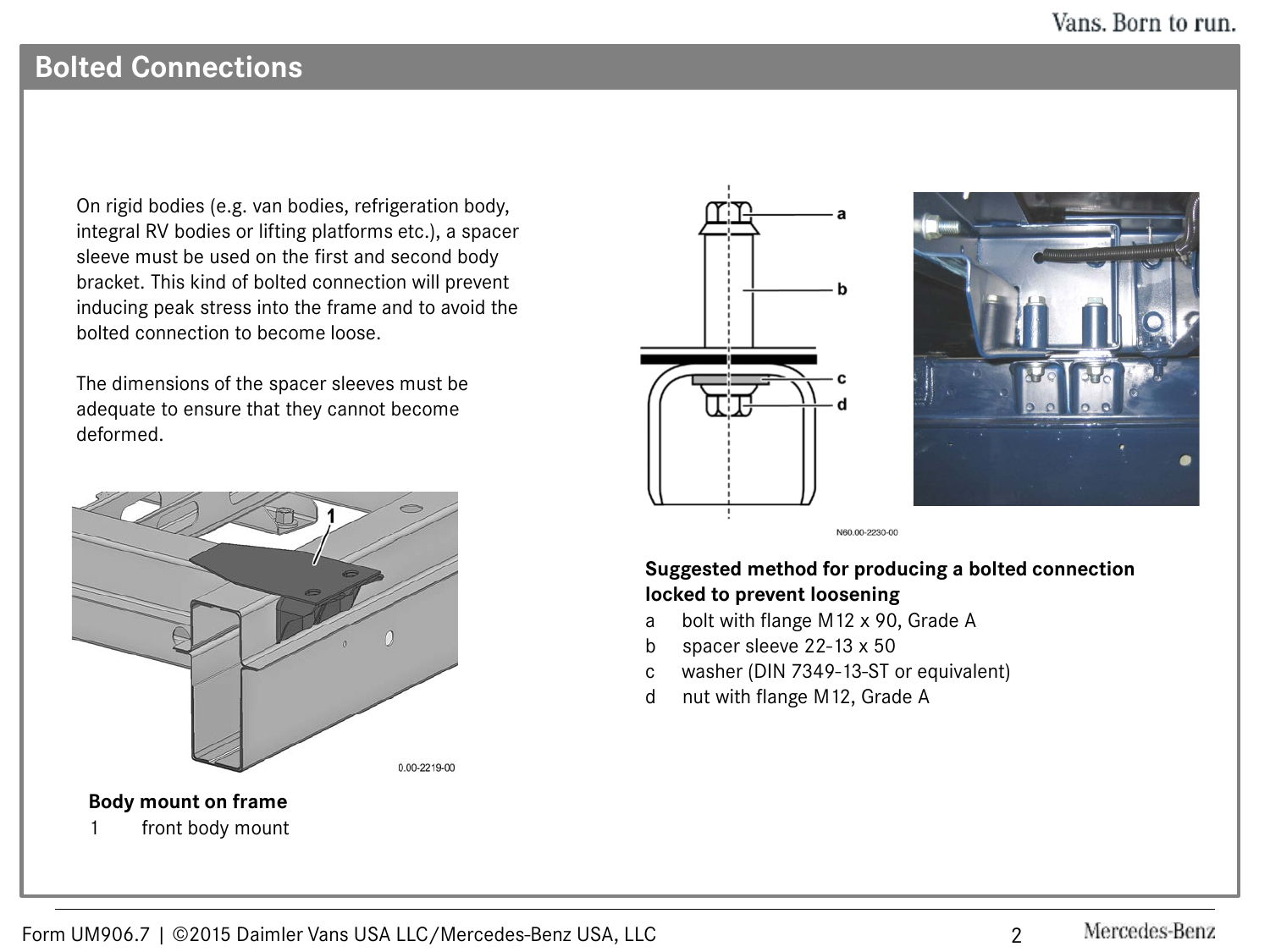## Bolted Connections

On rigid bodies (e.g. van bodies, refrigeration body, integral RV bodies or lifting platforms etc.), a spacer sleeve must be used on the first and second body bracket. This kind of bolted connection will prevent inducing peak stress into the frame and to avoid the bolted connection to become loose.

The dimensions of the spacer sleeves must be adequate to ensure that they cannot become deformed.

0.00-2219-00

**Body mount on frame**

1 front body mount

N60.00-2230-00

**Suggested method for producing a bolted connection locked to prevent loosening**

a bolt with flange M12 x 90, Grade A

b spacer sleeve 22-13 x 50

c washer (DIN 7349-13-ST or equivalent)

d nut with flange M12, Grade A